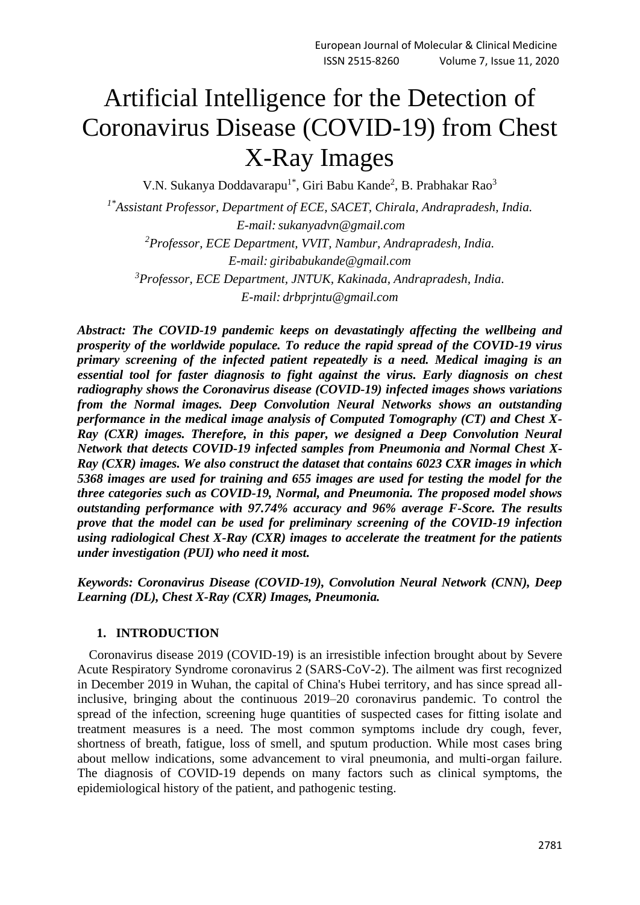# Artificial Intelligence for the Detection of Coronavirus Disease (COVID-19) from Chest X-Ray Images

V.N. Sukanya Doddavarapu[1*], Giri Babu Kande[2], B. Prabhakar Rao[3]

*[1*]Assistant Professor, Department of ECE, SACET, Chirala, Andrapradesh, India.*
*E-mail: sukanyadvn@gmail.com*
*[2]Professor, ECE Department, VVIT, Nambur, Andrapradesh, India.*
*E-mail: giribabukande@gmail.com*
*[3]Professor, ECE Department, JNTUK, Kakinada, Andrapradesh, India.*
*E-mail: drbprjntu@gmail.com*

***Abstract: The COVID-19 pandemic keeps on devastatingly affecting the wellbeing and prosperity of the worldwide populace. To reduce the rapid spread of the COVID-19 virus primary screening of the infected patient repeatedly is a need. Medical imaging is an essential tool for faster diagnosis to fight against the virus. Early diagnosis on chest radiography shows the Coronavirus disease (COVID-19) infected images shows variations from the Normal images. Deep Convolution Neural Networks shows an outstanding performance in the medical image analysis of Computed Tomography (CT) and Chest X-Ray (CXR) images. Therefore, in this paper, we designed a Deep Convolution Neural Network that detects COVID-19 infected samples from Pneumonia and Normal Chest X-Ray (CXR) images. We also construct the dataset that contains 6023 CXR images in which 5368 images are used for training and 655 images are used for testing the model for the three categories such as COVID-19, Normal, and Pneumonia. The proposed model shows outstanding performance with 97.74% accuracy and 96% average F-Score. The results prove that the model can be used for preliminary screening of the COVID-19 infection using radiological Chest X-Ray (CXR) images to accelerate the treatment for the patients under investigation (PUI) who need it most.***

***Keywords: Coronavirus Disease (COVID-19), Convolution Neural Network (CNN), Deep Learning (DL), Chest X-Ray (CXR) Images, Pneumonia.***

## 1. INTRODUCTION

Coronavirus disease 2019 (COVID-19) is an irresistible infection brought about by Severe Acute Respiratory Syndrome coronavirus 2 (SARS-CoV-2). The ailment was first recognized in December 2019 in Wuhan, the capital of China's Hubei territory, and has since spread all-inclusive, bringing about the continuous 2019–20 coronavirus pandemic. To control the spread of the infection, screening huge quantities of suspected cases for fitting isolate and treatment measures is a need. The most common symptoms include dry cough, fever, shortness of breath, fatigue, loss of smell, and sputum production. While most cases bring about mellow indications, some advancement to viral pneumonia, and multi-organ failure. The diagnosis of COVID-19 depends on many factors such as clinical symptoms, the epidemiological history of the patient, and pathogenic testing.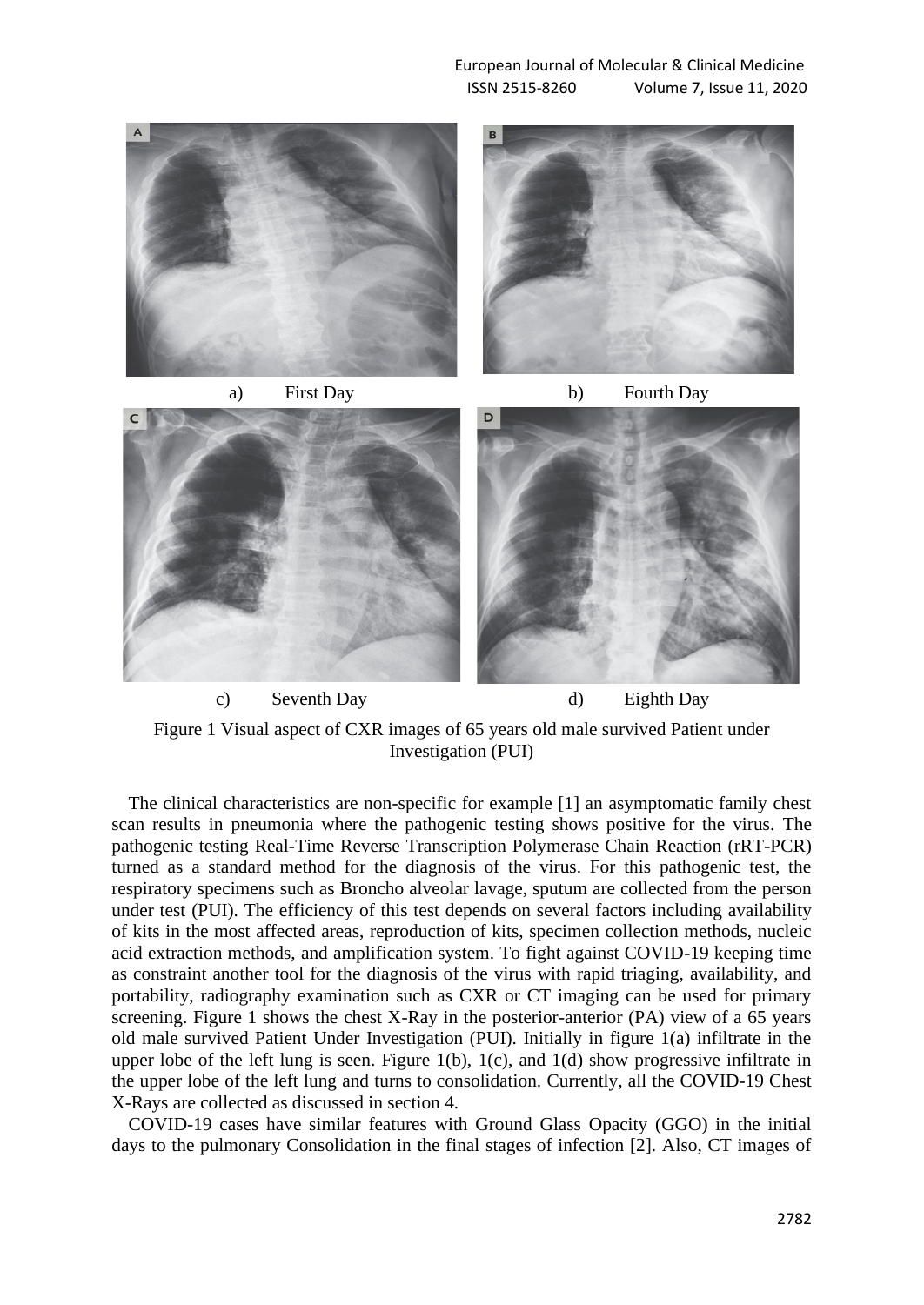a) First Day

b) Fourth Day

c) Seventh Day

d) Eighth Day

Figure 1 Visual aspect of CXR images of 65 years old male survived Patient under Investigation (PUI)

The clinical characteristics are non-specific for example [1] an asymptomatic family chest scan results in pneumonia where the pathogenic testing shows positive for the virus. The pathogenic testing Real-Time Reverse Transcription Polymerase Chain Reaction (rRT-PCR) turned as a standard method for the diagnosis of the virus. For this pathogenic test, the respiratory specimens such as Broncho alveolar lavage, sputum are collected from the person under test (PUI). The efficiency of this test depends on several factors including availability of kits in the most affected areas, reproduction of kits, specimen collection methods, nucleic acid extraction methods, and amplification system. To fight against COVID-19 keeping time as constraint another tool for the diagnosis of the virus with rapid triaging, availability, and portability, radiography examination such as CXR or CT imaging can be used for primary screening. Figure 1 shows the chest X-Ray in the posterior-anterior (PA) view of a 65 years old male survived Patient Under Investigation (PUI). Initially in figure 1(a) infiltrate in the upper lobe of the left lung is seen. Figure 1(b), 1(c), and 1(d) show progressive infiltrate in the upper lobe of the left lung and turns to consolidation. Currently, all the COVID-19 Chest X-Rays are collected as discussed in section 4.

COVID-19 cases have similar features with Ground Glass Opacity (GGO) in the initial days to the pulmonary Consolidation in the final stages of infection [2]. Also, CT images of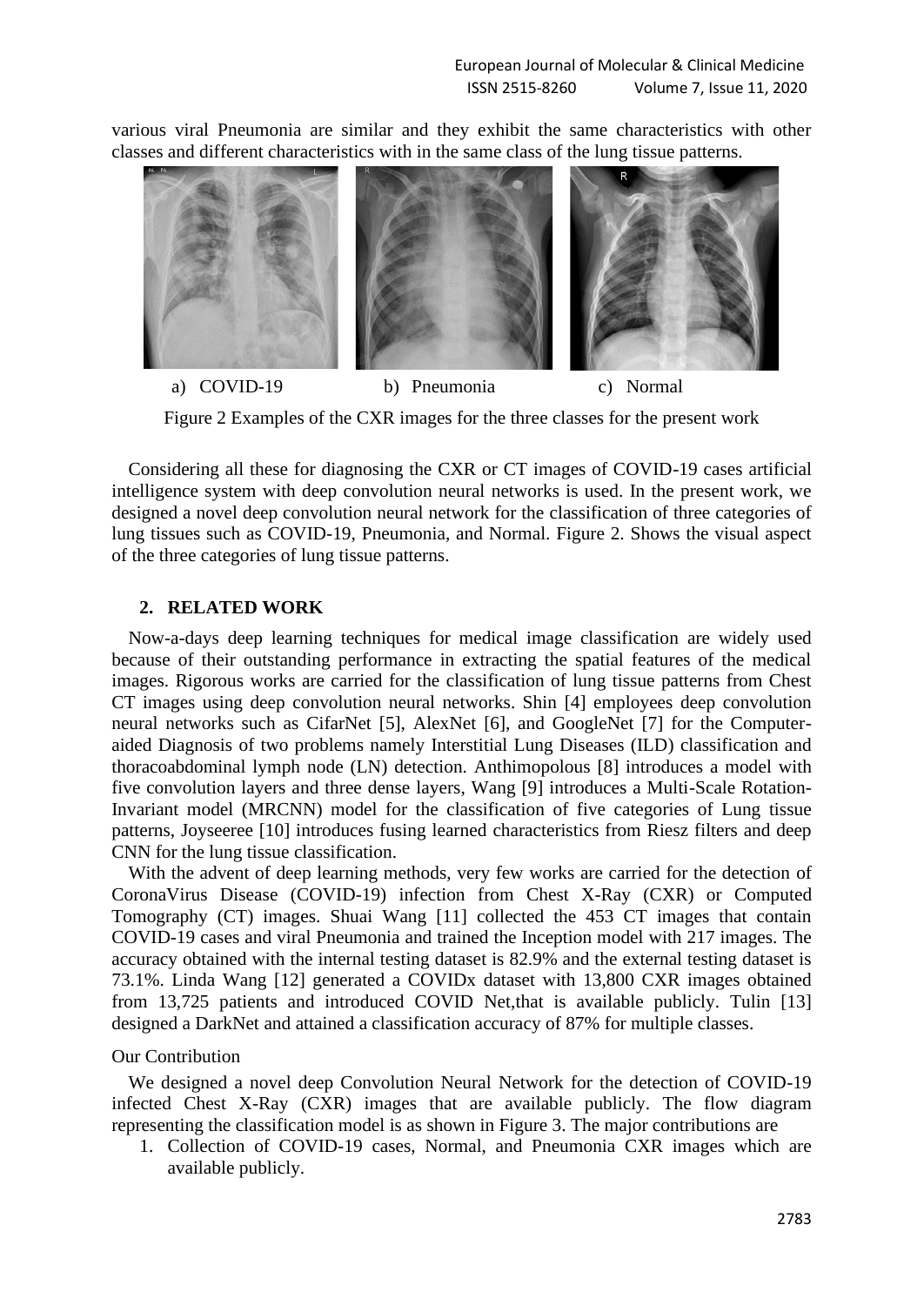various viral Pneumonia are similar and they exhibit the same characteristics with other classes and different characteristics with in the same class of the lung tissue patterns.

a) COVID-19 b) Pneumonia c) Normal

Figure 2 Examples of the CXR images for the three classes for the present work

Considering all these for diagnosing the CXR or CT images of COVID-19 cases artificial intelligence system with deep convolution neural networks is used. In the present work, we designed a novel deep convolution neural network for the classification of three categories of lung tissues such as COVID-19, Pneumonia, and Normal. Figure 2. Shows the visual aspect of the three categories of lung tissue patterns.

## 2. RELATED WORK

Now-a-days deep learning techniques for medical image classification are widely used because of their outstanding performance in extracting the spatial features of the medical images. Rigorous works are carried for the classification of lung tissue patterns from Chest CT images using deep convolution neural networks. Shin [4] employees deep convolution neural networks such as CifarNet [5], AlexNet [6], and GoogleNet [7] for the Computer-aided Diagnosis of two problems namely Interstitial Lung Diseases (ILD) classification and thoracoabdominal lymph node (LN) detection. Anthimopolous [8] introduces a model with five convolution layers and three dense layers, Wang [9] introduces a Multi-Scale Rotation-Invariant model (MRCNN) model for the classification of five categories of Lung tissue patterns, Joyseeree [10] introduces fusing learned characteristics from Riesz filters and deep CNN for the lung tissue classification.

With the advent of deep learning methods, very few works are carried for the detection of CoronaVirus Disease (COVID-19) infection from Chest X-Ray (CXR) or Computed Tomography (CT) images. Shuai Wang [11] collected the 453 CT images that contain COVID-19 cases and viral Pneumonia and trained the Inception model with 217 images. The accuracy obtained with the internal testing dataset is 82.9% and the external testing dataset is 73.1%. Linda Wang [12] generated a COVIDx dataset with 13,800 CXR images obtained from 13,725 patients and introduced COVID Net,that is available publicly. Tulin [13] designed a DarkNet and attained a classification accuracy of 87% for multiple classes.

Our Contribution

We designed a novel deep Convolution Neural Network for the detection of COVID-19 infected Chest X-Ray (CXR) images that are available publicly. The flow diagram representing the classification model is as shown in Figure 3. The major contributions are

1. Collection of COVID-19 cases, Normal, and Pneumonia CXR images which are available publicly.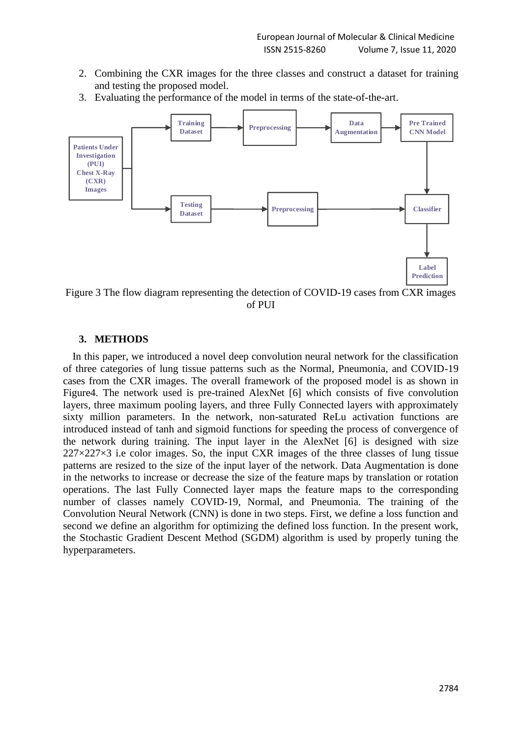2. Combining the CXR images for the three classes and construct a dataset for training and testing the proposed model.
3. Evaluating the performance of the model in terms of the state-of-the-art.

Figure 3 The flow diagram representing the detection of COVID-19 cases from CXR images of PUI

## 3. METHODS

In this paper, we introduced a novel deep convolution neural network for the classification of three categories of lung tissue patterns such as the Normal, Pneumonia, and COVID-19 cases from the CXR images. The overall framework of the proposed model is as shown in Figure4. The network used is pre-trained AlexNet [6] which consists of five convolution layers, three maximum pooling layers, and three Fully Connected layers with approximately sixty million parameters. In the network, non-saturated ReLu activation functions are introduced instead of tanh and sigmoid functions for speeding the process of convergence of the network during training. The input layer in the AlexNet [6] is designed with size 227×227×3 i.e color images. So, the input CXR images of the three classes of lung tissue patterns are resized to the size of the input layer of the network. Data Augmentation is done in the networks to increase or decrease the size of the feature maps by translation or rotation operations. The last Fully Connected layer maps the feature maps to the corresponding number of classes namely COVID-19, Normal, and Pneumonia. The training of the Convolution Neural Network (CNN) is done in two steps. First, we define a loss function and second we define an algorithm for optimizing the defined loss function. In the present work, the Stochastic Gradient Descent Method (SGDM) algorithm is used by properly tuning the hyperparameters.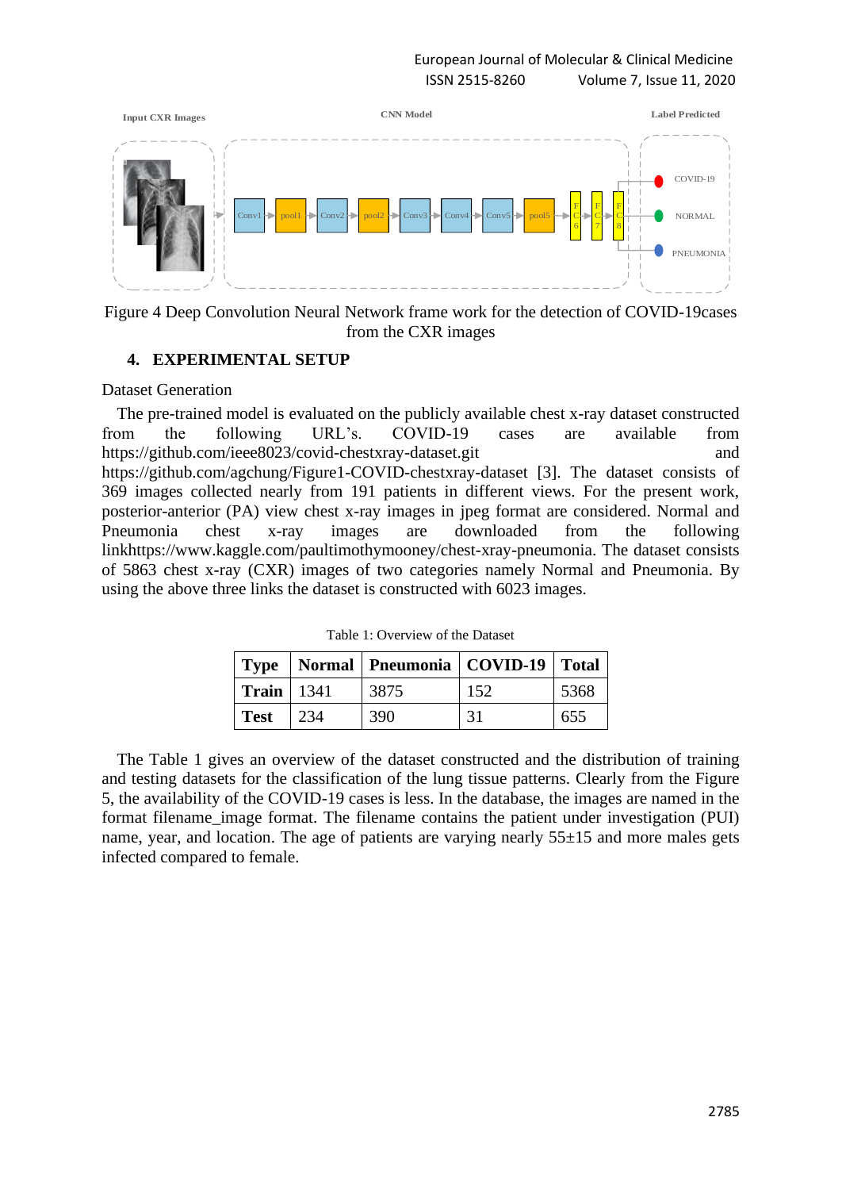Input CXR Images

CNN Model

Label Predicted

Conv1 → pool1 → Conv2 → pool2 → Conv3 → Conv4 → Conv5 → pool5 → FC6 → FC7 → FC8

COVID-19

NORMAL

PNEUMONIA

Figure 4 Deep Convolution Neural Network frame work for the detection of COVID-19cases from the CXR images

## 4. EXPERIMENTAL SETUP

Dataset Generation

The pre-trained model is evaluated on the publicly available chest x-ray dataset constructed from the following URL's. COVID-19 cases are available from https://github.com/ieee8023/covid-chestxray-dataset.git and https://github.com/agchung/Figure1-COVID-chestxray-dataset [3]. The dataset consists of 369 images collected nearly from 191 patients in different views. For the present work, posterior-anterior (PA) view chest x-ray images in jpeg format are considered. Normal and Pneumonia chest x-ray images are downloaded from the following linkhttps://www.kaggle.com/paultimothymooney/chest-xray-pneumonia. The dataset consists of 5863 chest x-ray (CXR) images of two categories namely Normal and Pneumonia. By using the above three links the dataset is constructed with 6023 images.

Table 1: Overview of the Dataset

| Type | Normal | Pneumonia | COVID-19 | Total |
|---|---|---|---|---|
| **Train** | 1341 | 3875 | 152 | 5368 |
| **Test** | 234 | 390 | 31 | 655 |

The Table 1 gives an overview of the dataset constructed and the distribution of training and testing datasets for the classification of the lung tissue patterns. Clearly from the Figure 5, the availability of the COVID-19 cases is less. In the database, the images are named in the format filename_image format. The filename contains the patient under investigation (PUI) name, year, and location. The age of patients are varying nearly 55±15 and more males gets infected compared to female.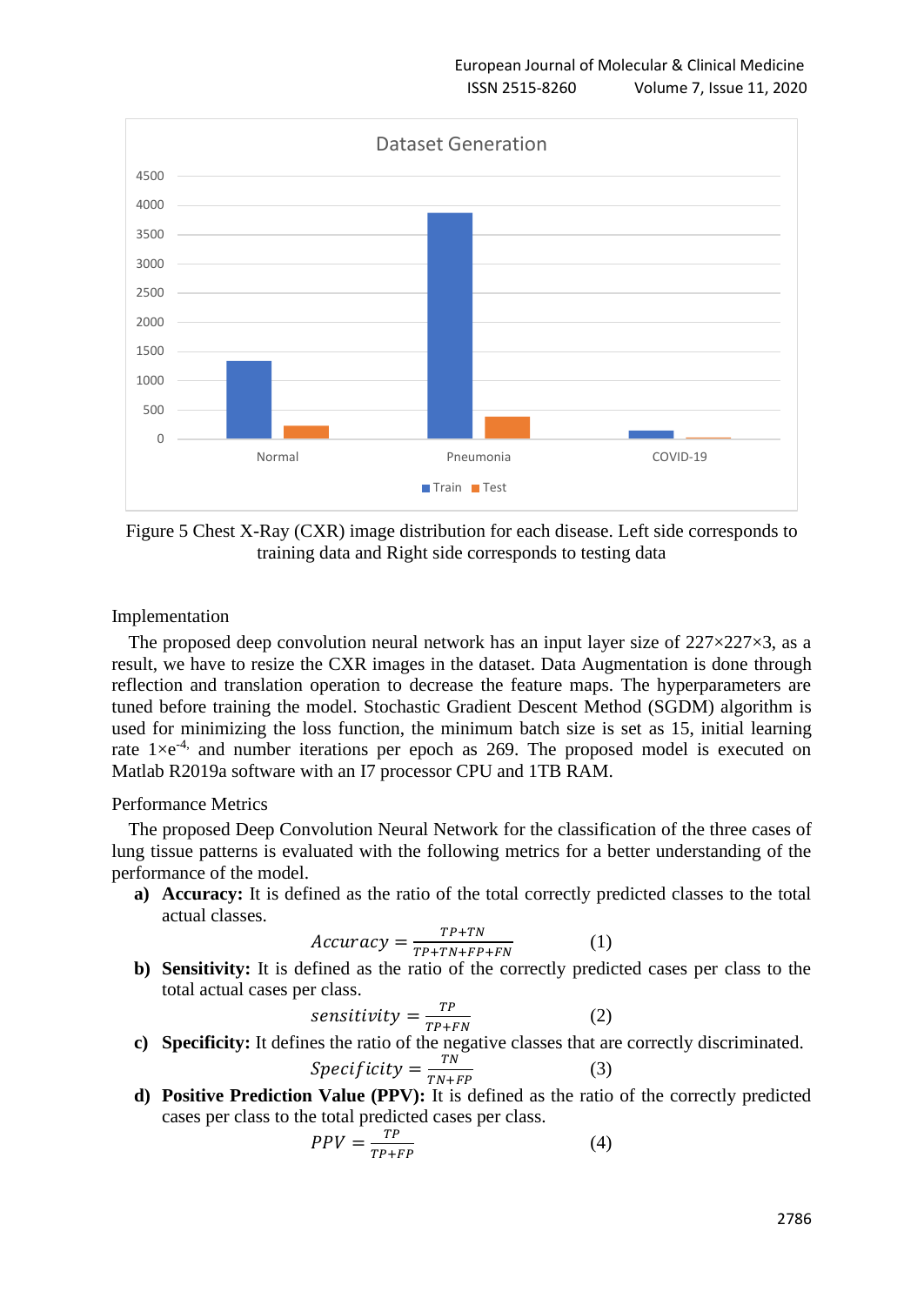Figure 5 Chest X-Ray (CXR) image distribution for each disease. Left side corresponds to training data and Right side corresponds to testing data

## Implementation

The proposed deep convolution neural network has an input layer size of 227×227×3, as a result, we have to resize the CXR images in the dataset. Data Augmentation is done through reflection and translation operation to decrease the feature maps. The hyperparameters are tuned before training the model. Stochastic Gradient Descent Method (SGDM) algorithm is used for minimizing the loss function, the minimum batch size is set as 15, initial learning rate $1\times e^{-4,}$ and number iterations per epoch as 269. The proposed model is executed on Matlab R2019a software with an I7 processor CPU and 1TB RAM.

## Performance Metrics

The proposed Deep Convolution Neural Network for the classification of the three cases of lung tissue patterns is evaluated with the following metrics for a better understanding of the performance of the model.

a) **Accuracy:** It is defined as the ratio of the total correctly predicted classes to the total actual classes.

$$Accuracy = \frac{TP+TN}{TP+TN+FP+FN} \quad (1)$$

b) **Sensitivity:** It is defined as the ratio of the correctly predicted cases per class to the total actual cases per class.

$$sensitivity = \frac{TP}{TP+FN} \quad (2)$$

c) **Specificity:** It defines the ratio of the negative classes that are correctly discriminated.

$$Specificity = \frac{TN}{TN+FP} \quad (3)$$

d) **Positive Prediction Value (PPV):** It is defined as the ratio of the correctly predicted cases per class to the total predicted cases per class.

$$PPV = \frac{TP}{TP+FP} \quad (4)$$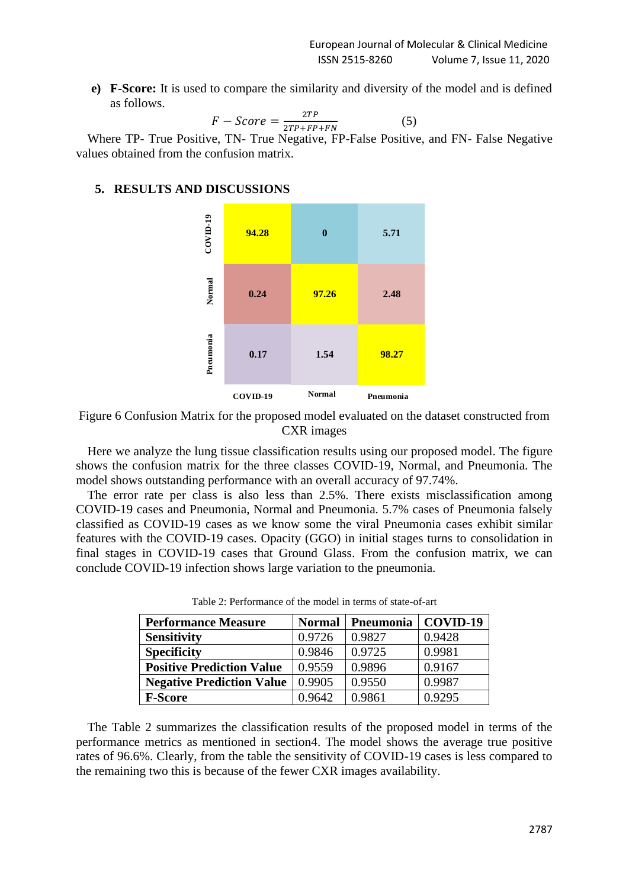**e) F-Score:** It is used to compare the similarity and diversity of the model and is defined as follows.

$$F - Score = \frac{2TP}{2TP+FP+FN} \qquad (5)$$

Where TP- True Positive, TN- True Negative, FP-False Positive, and FN- False Negative values obtained from the confusion matrix.

## 5. RESULTS AND DISCUSSIONS

| | COVID-19 | Normal | Pneumonia |
|---|---|---|---|
| **COVID-19** | 94.28 | 0 | 5.71 |
| **Normal** | 0.24 | 97.26 | 2.48 |
| **Pneumonia** | 0.17 | 1.54 | 98.27 |

Figure 6 Confusion Matrix for the proposed model evaluated on the dataset constructed from CXR images

Here we analyze the lung tissue classification results using our proposed model. The figure shows the confusion matrix for the three classes COVID-19, Normal, and Pneumonia. The model shows outstanding performance with an overall accuracy of 97.74%.

The error rate per class is also less than 2.5%. There exists misclassification among COVID-19 cases and Pneumonia, Normal and Pneumonia. 5.7% cases of Pneumonia falsely classified as COVID-19 cases as we know some the viral Pneumonia cases exhibit similar features with the COVID-19 cases. Opacity (GGO) in initial stages turns to consolidation in final stages in COVID-19 cases that Ground Glass. From the confusion matrix, we can conclude COVID-19 infection shows large variation to the pneumonia.

Table 2: Performance of the model in terms of state-of-art

| Performance Measure | Normal | Pneumonia | COVID-19 |
|---|---|---|---|
| **Sensitivity** | 0.9726 | 0.9827 | 0.9428 |
| **Specificity** | 0.9846 | 0.9725 | 0.9981 |
| **Positive Prediction Value** | 0.9559 | 0.9896 | 0.9167 |
| **Negative Prediction Value** | 0.9905 | 0.9550 | 0.9987 |
| **F-Score** | 0.9642 | 0.9861 | 0.9295 |

The Table 2 summarizes the classification results of the proposed model in terms of the performance metrics as mentioned in section4. The model shows the average true positive rates of 96.6%. Clearly, from the table the sensitivity of COVID-19 cases is less compared to the remaining two this is because of the fewer CXR images availability.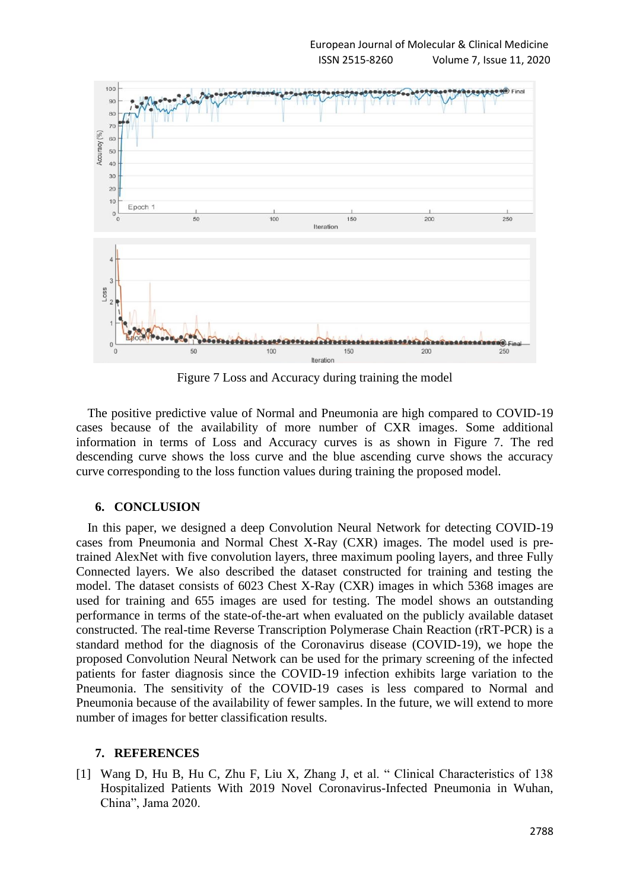Figure 7 Loss and Accuracy during training the model

The positive predictive value of Normal and Pneumonia are high compared to COVID-19 cases because of the availability of more number of CXR images. Some additional information in terms of Loss and Accuracy curves is as shown in Figure 7. The red descending curve shows the loss curve and the blue ascending curve shows the accuracy curve corresponding to the loss function values during training the proposed model.

## 6. CONCLUSION

In this paper, we designed a deep Convolution Neural Network for detecting COVID-19 cases from Pneumonia and Normal Chest X-Ray (CXR) images. The model used is pre-trained AlexNet with five convolution layers, three maximum pooling layers, and three Fully Connected layers. We also described the dataset constructed for training and testing the model. The dataset consists of 6023 Chest X-Ray (CXR) images in which 5368 images are used for training and 655 images are used for testing. The model shows an outstanding performance in terms of the state-of-the-art when evaluated on the publicly available dataset constructed. The real-time Reverse Transcription Polymerase Chain Reaction (rRT-PCR) is a standard method for the diagnosis of the Coronavirus disease (COVID-19), we hope the proposed Convolution Neural Network can be used for the primary screening of the infected patients for faster diagnosis since the COVID-19 infection exhibits large variation to the Pneumonia. The sensitivity of the COVID-19 cases is less compared to Normal and Pneumonia because of the availability of fewer samples. In the future, we will extend to more number of images for better classification results.

## 7. REFERENCES

[1] Wang D, Hu B, Hu C, Zhu F, Liu X, Zhang J, et al. " Clinical Characteristics of 138 Hospitalized Patients With 2019 Novel Coronavirus-Infected Pneumonia in Wuhan, China", Jama 2020.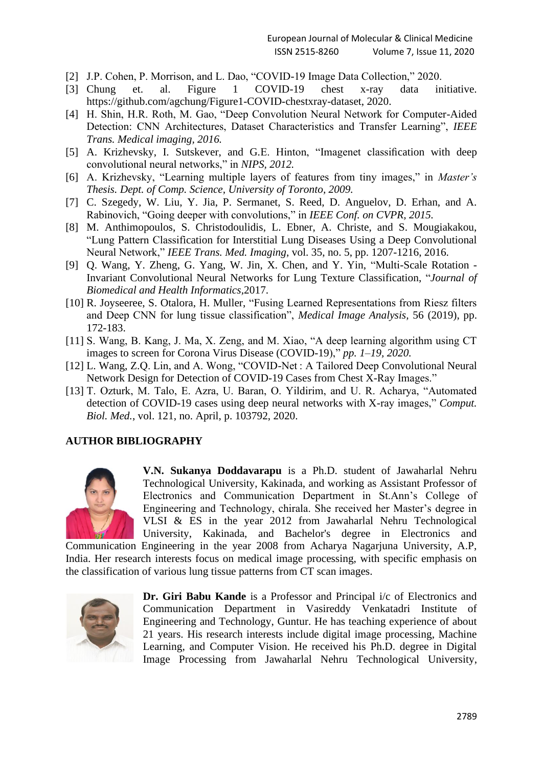[2] J.P. Cohen, P. Morrison, and L. Dao, "COVID-19 Image Data Collection," 2020.

[3] Chung et. al. Figure 1 COVID-19 chest x-ray data initiative. https://github.com/agchung/Figure1-COVID-chestxray-dataset, 2020.

[4] H. Shin, H.R. Roth, M. Gao, "Deep Convolution Neural Network for Computer-Aided Detection: CNN Architectures, Dataset Characteristics and Transfer Learning", *IEEE Trans. Medical imaging, 2016.*

[5] A. Krizhevsky, I. Sutskever, and G.E. Hinton, "Imagenet classification with deep convolutional neural networks," in *NIPS, 2012.*

[6] A. Krizhevsky, "Learning multiple layers of features from tiny images," in *Master's Thesis. Dept. of Comp. Science, University of Toronto, 2009.*

[7] C. Szegedy, W. Liu, Y. Jia, P. Sermanet, S. Reed, D. Anguelov, D. Erhan, and A. Rabinovich, "Going deeper with convolutions," in *IEEE Conf. on CVPR, 2015.*

[8] M. Anthimopoulos, S. Christodoulidis, L. Ebner, A. Christe, and S. Mougiakakou, "Lung Pattern Classification for Interstitial Lung Diseases Using a Deep Convolutional Neural Network," *IEEE Trans. Med. Imaging*, vol. 35, no. 5, pp. 1207-1216, 2016.

[9] Q. Wang, Y. Zheng, G. Yang, W. Jin, X. Chen, and Y. Yin, "Multi-Scale Rotation - Invariant Convolutional Neural Networks for Lung Texture Classification, "*Journal of Biomedical and Health Informatics*,2017.

[10] R. Joyseeree, S. Otalora, H. Muller, "Fusing Learned Representations from Riesz filters and Deep CNN for lung tissue classification", *Medical Image Analysis,* 56 (2019), pp. 172-183.

[11] S. Wang, B. Kang, J. Ma, X. Zeng, and M. Xiao, "A deep learning algorithm using CT images to screen for Corona Virus Disease (COVID-19)," *pp. 1–19, 2020.*

[12] L. Wang, Z.Q. Lin, and A. Wong, "COVID-Net : A Tailored Deep Convolutional Neural Network Design for Detection of COVID-19 Cases from Chest X-Ray Images."

[13] T. Ozturk, M. Talo, E. Azra, U. Baran, O. Yildirim, and U. R. Acharya, "Automated detection of COVID-19 cases using deep neural networks with X-ray images," *Comput. Biol. Med.*, vol. 121, no. April, p. 103792, 2020.

## AUTHOR BIBLIOGRAPHY

**V.N. Sukanya Doddavarapu** is a Ph.D. student of Jawaharlal Nehru Technological University, Kakinada, and working as Assistant Professor of Electronics and Communication Department in St.Ann's College of Engineering and Technology, chirala. She received her Master's degree in VLSI & ES in the year 2012 from Jawaharlal Nehru Technological University, Kakinada, and Bachelor's degree in Electronics and Communication Engineering in the year 2008 from Acharya Nagarjuna University, A.P, India. Her research interests focus on medical image processing, with specific emphasis on the classification of various lung tissue patterns from CT scan images.

**Dr. Giri Babu Kande** is a Professor and Principal i/c of Electronics and Communication Department in Vasireddy Venkatadri Institute of Engineering and Technology, Guntur. He has teaching experience of about 21 years. His research interests include digital image processing, Machine Learning, and Computer Vision. He received his Ph.D. degree in Digital Image Processing from Jawaharlal Nehru Technological University,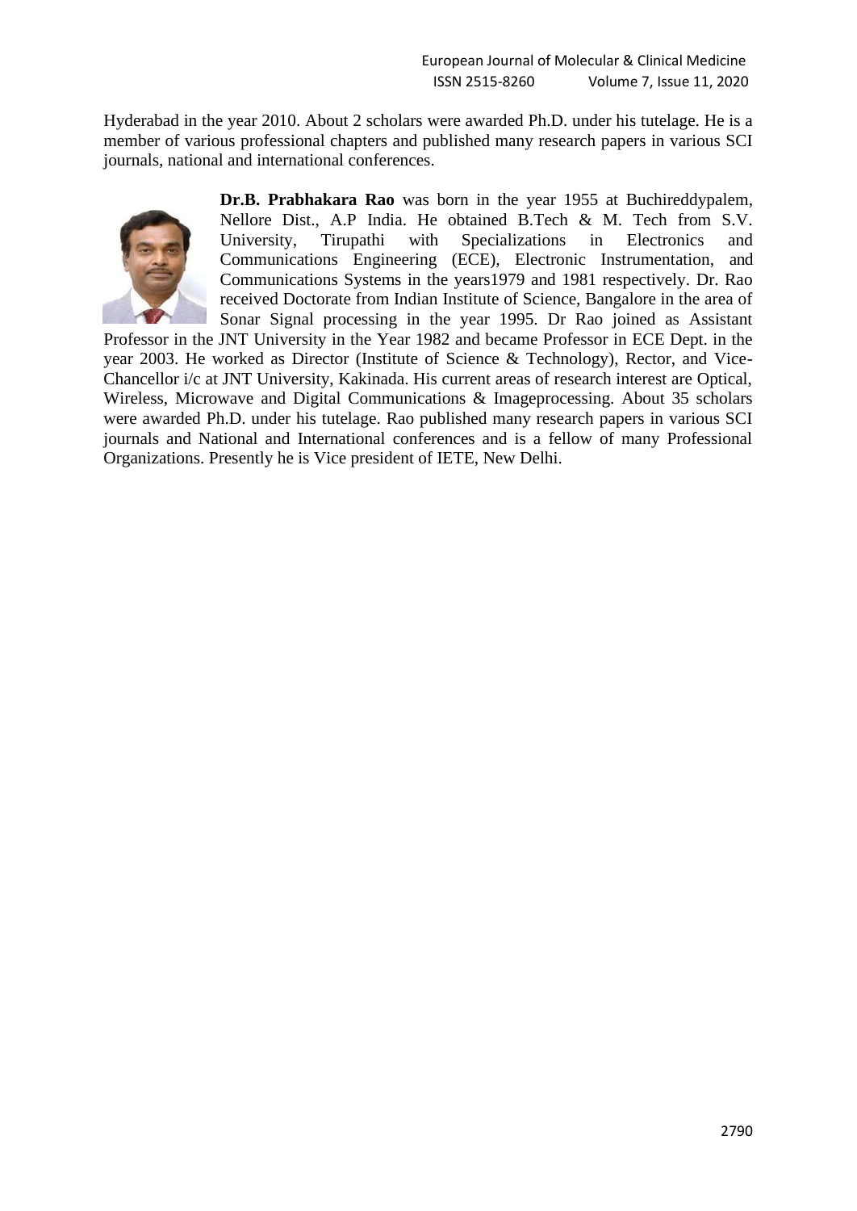Hyderabad in the year 2010. About 2 scholars were awarded Ph.D. under his tutelage. He is a member of various professional chapters and published many research papers in various SCI journals, national and international conferences.

**Dr.B. Prabhakara Rao** was born in the year 1955 at Buchireddypalem, Nellore Dist., A.P India. He obtained B.Tech & M. Tech from S.V. University, Tirupathi with Specializations in Electronics and Communications Engineering (ECE), Electronic Instrumentation, and Communications Systems in the years1979 and 1981 respectively. Dr. Rao received Doctorate from Indian Institute of Science, Bangalore in the area of Sonar Signal processing in the year 1995. Dr Rao joined as Assistant Professor in the JNT University in the Year 1982 and became Professor in ECE Dept. in the year 2003. He worked as Director (Institute of Science & Technology), Rector, and Vice-Chancellor i/c at JNT University, Kakinada. His current areas of research interest are Optical, Wireless, Microwave and Digital Communications & Imageprocessing. About 35 scholars were awarded Ph.D. under his tutelage. Rao published many research papers in various SCI journals and National and International conferences and is a fellow of many Professional Organizations. Presently he is Vice president of IETE, New Delhi.